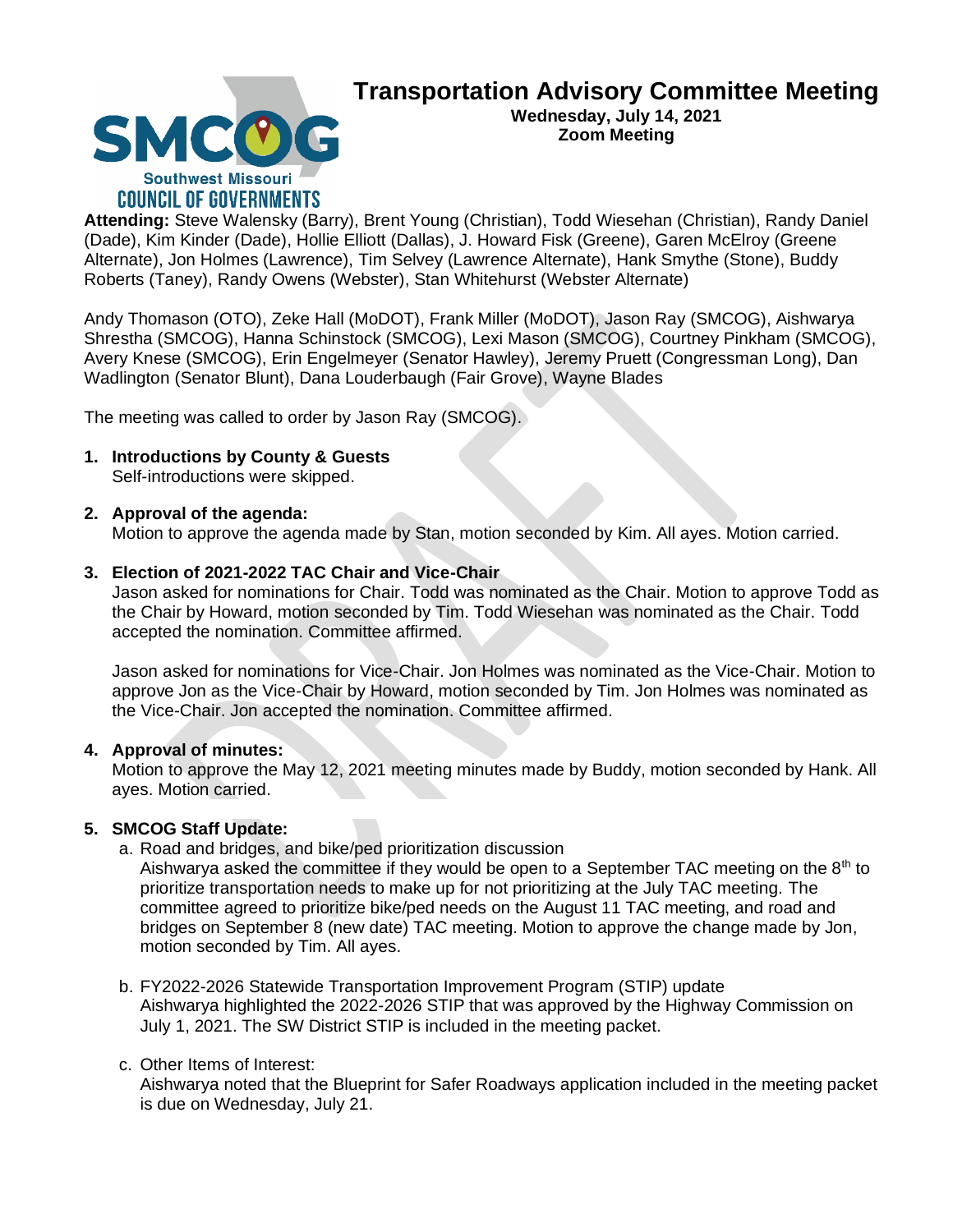# Transportation Advisory Committee Meeting

**Wednesday, July 14, 2021**
**Zoom Meeting**

**Attending:** Steve Walensky (Barry), Brent Young (Christian), Todd Wiesehan (Christian), Randy Daniel (Dade), Kim Kinder (Dade), Hollie Elliott (Dallas), J. Howard Fisk (Greene), Garen McElroy (Greene Alternate), Jon Holmes (Lawrence), Tim Selvey (Lawrence Alternate), Hank Smythe (Stone), Buddy Roberts (Taney), Randy Owens (Webster), Stan Whitehurst (Webster Alternate)

Andy Thomason (OTO), Zeke Hall (MoDOT), Frank Miller (MoDOT), Jason Ray (SMCOG), Aishwarya Shrestha (SMCOG), Hanna Schinstock (SMCOG), Lexi Mason (SMCOG), Courtney Pinkham (SMCOG), Avery Knese (SMCOG), Erin Engelmeyer (Senator Hawley), Jeremy Pruett (Congressman Long), Dan Wadlington (Senator Blunt), Dana Louderbaugh (Fair Grove), Wayne Blades

The meeting was called to order by Jason Ray (SMCOG).

1. **Introductions by County & Guests**
   Self-introductions were skipped.

2. **Approval of the agenda:**
   Motion to approve the agenda made by Stan, motion seconded by Kim. All ayes. Motion carried.

3. **Election of 2021-2022 TAC Chair and Vice-Chair**
   Jason asked for nominations for Chair. Todd was nominated as the Chair. Motion to approve Todd as the Chair by Howard, motion seconded by Tim. Todd Wiesehan was nominated as the Chair. Todd accepted the nomination. Committee affirmed.

   Jason asked for nominations for Vice-Chair. Jon Holmes was nominated as the Vice-Chair. Motion to approve Jon as the Vice-Chair by Howard, motion seconded by Tim. Jon Holmes was nominated as the Vice-Chair. Jon accepted the nomination. Committee affirmed.

4. **Approval of minutes:**
   Motion to approve the May 12, 2021 meeting minutes made by Buddy, motion seconded by Hank. All ayes. Motion carried.

5. **SMCOG Staff Update:**
   a. Road and bridges, and bike/ped prioritization discussion
      Aishwarya asked the committee if they would be open to a September TAC meeting on the 8th to prioritize transportation needs to make up for not prioritizing at the July TAC meeting. The committee agreed to prioritize bike/ped needs on the August 11 TAC meeting, and road and bridges on September 8 (new date) TAC meeting. Motion to approve the change made by Jon, motion seconded by Tim. All ayes.

   b. FY2022-2026 Statewide Transportation Improvement Program (STIP) update
      Aishwarya highlighted the 2022-2026 STIP that was approved by the Highway Commission on July 1, 2021. The SW District STIP is included in the meeting packet.

   c. Other Items of Interest:
      Aishwarya noted that the Blueprint for Safer Roadways application included in the meeting packet is due on Wednesday, July 21.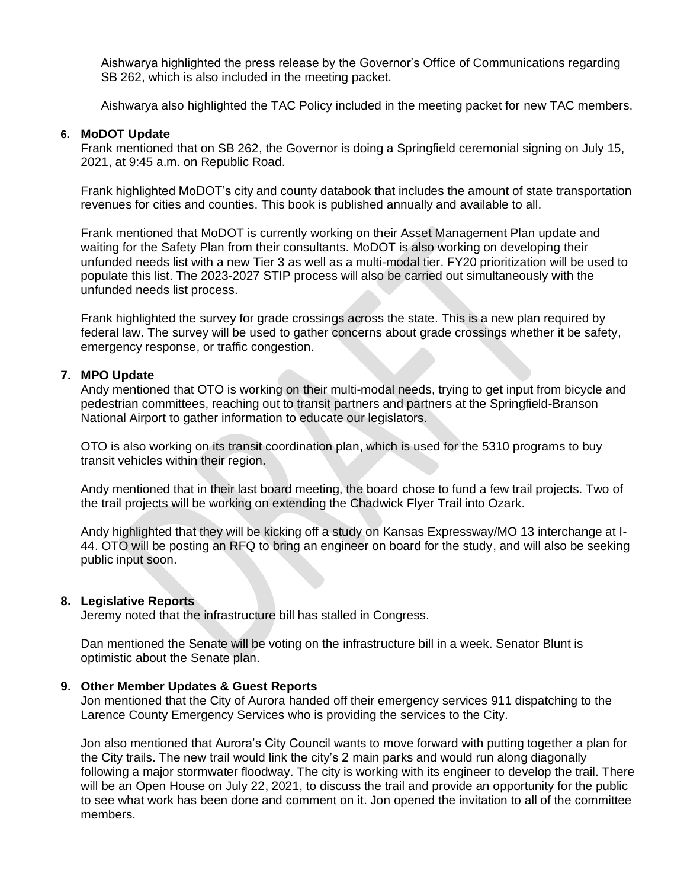Aishwarya highlighted the press release by the Governor's Office of Communications regarding SB 262, which is also included in the meeting packet.

Aishwarya also highlighted the TAC Policy included in the meeting packet for new TAC members.

**6. MoDOT Update**

Frank mentioned that on SB 262, the Governor is doing a Springfield ceremonial signing on July 15, 2021, at 9:45 a.m. on Republic Road.

Frank highlighted MoDOT's city and county databook that includes the amount of state transportation revenues for cities and counties. This book is published annually and available to all.

Frank mentioned that MoDOT is currently working on their Asset Management Plan update and waiting for the Safety Plan from their consultants. MoDOT is also working on developing their unfunded needs list with a new Tier 3 as well as a multi-modal tier. FY20 prioritization will be used to populate this list. The 2023-2027 STIP process will also be carried out simultaneously with the unfunded needs list process.

Frank highlighted the survey for grade crossings across the state. This is a new plan required by federal law. The survey will be used to gather concerns about grade crossings whether it be safety, emergency response, or traffic congestion.

**7. MPO Update**

Andy mentioned that OTO is working on their multi-modal needs, trying to get input from bicycle and pedestrian committees, reaching out to transit partners and partners at the Springfield-Branson National Airport to gather information to educate our legislators.

OTO is also working on its transit coordination plan, which is used for the 5310 programs to buy transit vehicles within their region.

Andy mentioned that in their last board meeting, the board chose to fund a few trail projects. Two of the trail projects will be working on extending the Chadwick Flyer Trail into Ozark.

Andy highlighted that they will be kicking off a study on Kansas Expressway/MO 13 interchange at I-44. OTO will be posting an RFQ to bring an engineer on board for the study, and will also be seeking public input soon.

**8. Legislative Reports**

Jeremy noted that the infrastructure bill has stalled in Congress.

Dan mentioned the Senate will be voting on the infrastructure bill in a week. Senator Blunt is optimistic about the Senate plan.

**9. Other Member Updates & Guest Reports**

Jon mentioned that the City of Aurora handed off their emergency services 911 dispatching to the Larence County Emergency Services who is providing the services to the City.

Jon also mentioned that Aurora's City Council wants to move forward with putting together a plan for the City trails. The new trail would link the city's 2 main parks and would run along diagonally following a major stormwater floodway. The city is working with its engineer to develop the trail. There will be an Open House on July 22, 2021, to discuss the trail and provide an opportunity for the public to see what work has been done and comment on it. Jon opened the invitation to all of the committee members.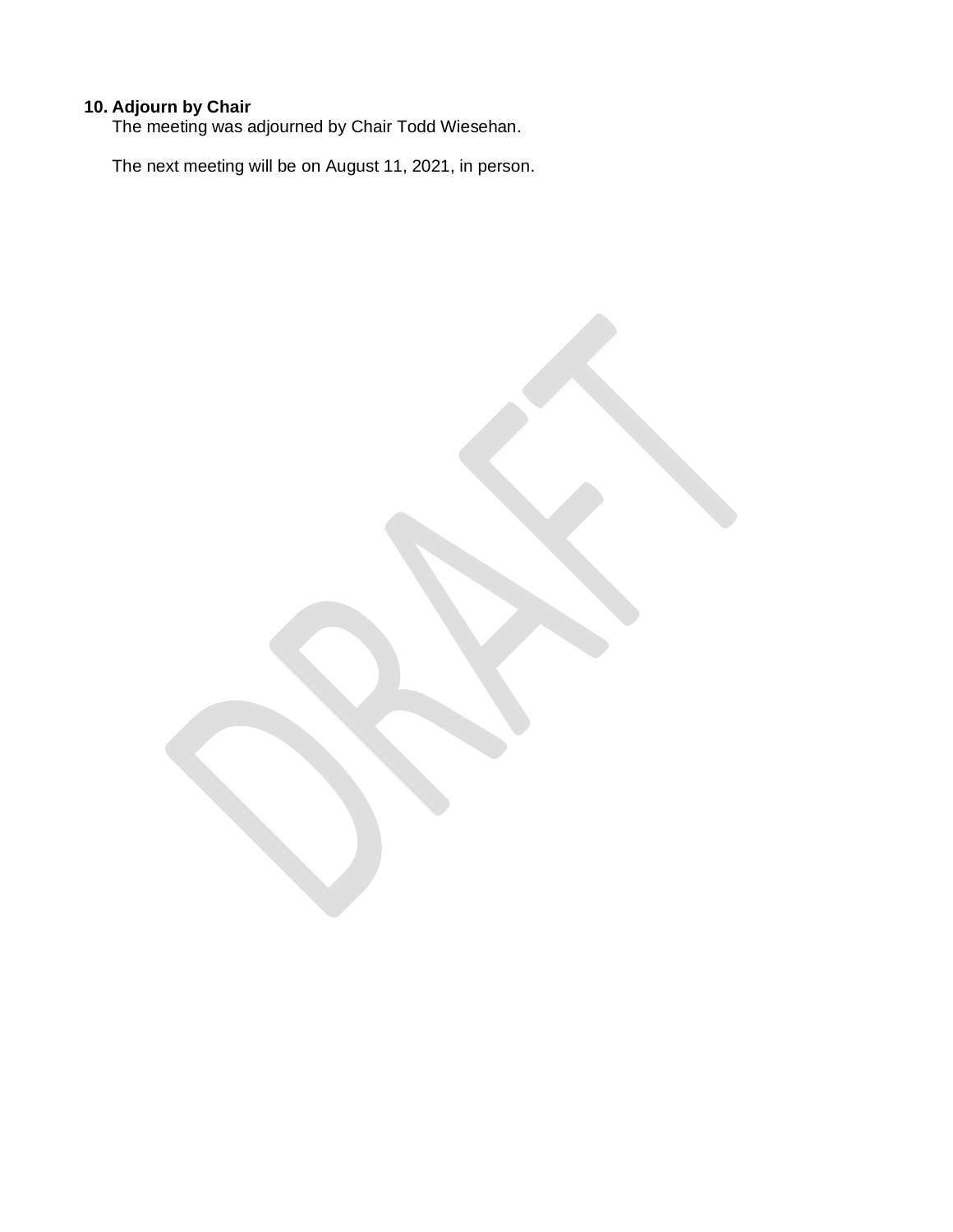**10. Adjourn by Chair**

The meeting was adjourned by Chair Todd Wiesehan.

The next meeting will be on August 11, 2021, in person.